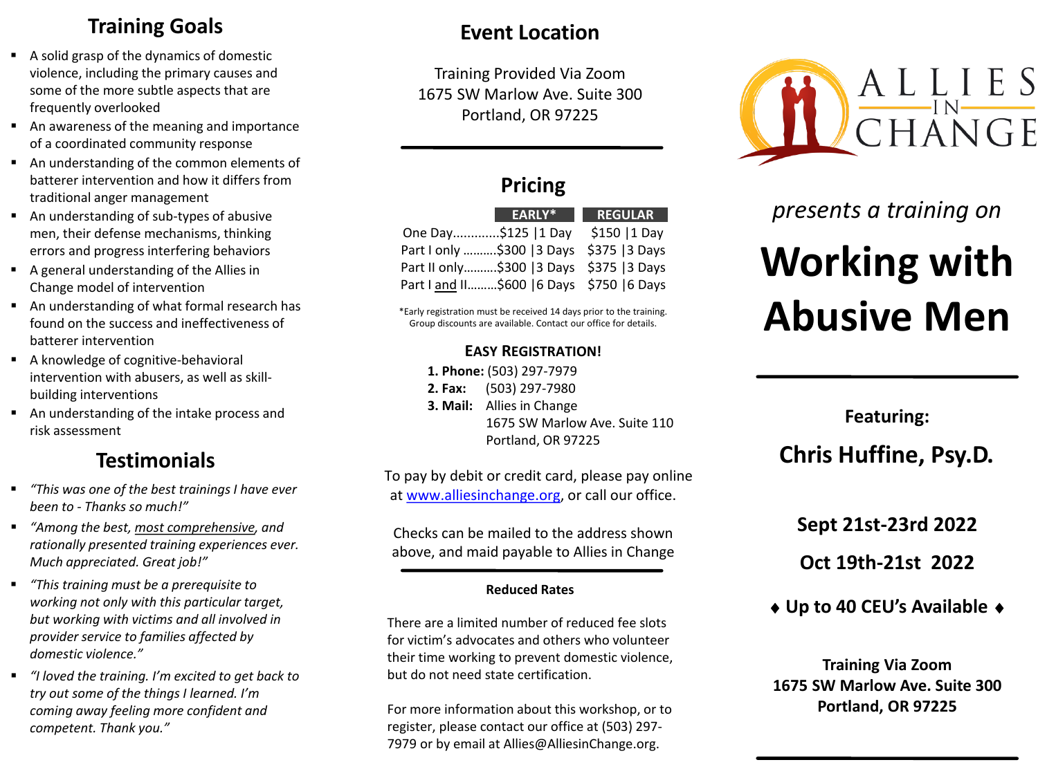## Training Goals

- A solid grasp of the dynamics of domestic violence, including the primary causes and some of the more subtle aspects that are frequently overlooked
- An awareness of the meaning and importance of a coordinated community response
- An understanding of the common elements of batterer intervention and how it differs from traditional anger management
- An understanding of sub-types of abusive men, their defense mechanisms, thinking errors and progress interfering behaviors
- A general understanding of the Allies in Change model of intervention
- An understanding of what formal research has found on the success and ineffectiveness of batterer intervention
- A knowledge of cognitive-behavioral intervention with abusers, as well as skill-building interventions
- An understanding of the intake process and risk assessment

## Testimonials

- *"This was one of the best trainings I have ever been to - Thanks so much!"*
- *"Among the best, most comprehensive, and rationally presented training experiences ever. Much appreciated. Great job!"*
- *"This training must be a prerequisite to working not only with this particular target, but working with victims and all involved in provider service to families affected by domestic violence."*
- *"I loved the training. I'm excited to get back to try out some of the things I learned. I'm coming away feeling more confident and competent. Thank you."*

## Event Location

Training Provided Via Zoom
1675 SW Marlow Ave. Suite 300
Portland, OR 97225

## Pricing

| | EARLY* | REGULAR |
|---|---|---|
| One Day | $125 \|1 Day | $150 \|1 Day |
| Part I only | $300 \|3 Days | $375 \|3 Days |
| Part II only | $300 \|3 Days | $375 \|3 Days |
| Part I and II | $600 \|6 Days | $750 \|6 Days |

*Early registration must be received 14 days prior to the training. Group discounts are available. Contact our office for details.

**EASY REGISTRATION!**

1. **Phone:** (503) 297-7979
2. **Fax:** (503) 297-7980
3. **Mail:** Allies in Change
   1675 SW Marlow Ave. Suite 110
   Portland, OR 97225

To pay by debit or credit card, please pay online at www.alliesinchange.org, or call our office.

Checks can be mailed to the address shown above, and maid payable to Allies in Change

**Reduced Rates**

There are a limited number of reduced fee slots for victim's advocates and others who volunteer their time working to prevent domestic violence, but do not need state certification.

For more information about this workshop, or to register, please contact our office at (503) 297-7979 or by email at Allies@AlliesinChange.org.

ALLIES IN CHANGE

*presents a training on*

# Working with Abusive Men

**Featuring:**

**Chris Huffine, Psy.D.**

**Sept 21st-23rd 2022**

**Oct 19th-21st 2022**

**♦ Up to 40 CEU's Available ♦**

**Training Via Zoom**
**1675 SW Marlow Ave. Suite 300**
**Portland, OR 97225**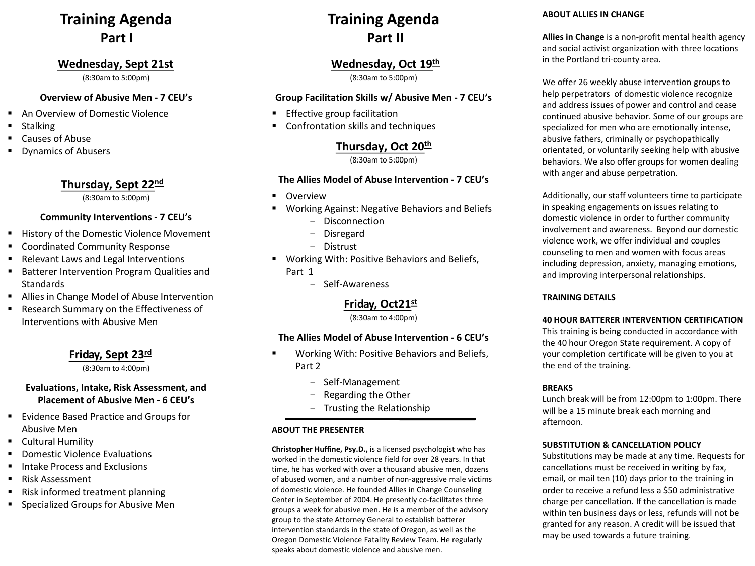# Training Agenda
## Part I

### Wednesday, Sept 21st

(8:30am to 5:00pm)

**Overview of Abusive Men - 7 CEU's**

- An Overview of Domestic Violence
- Stalking
- Causes of Abuse
- Dynamics of Abusers

### Thursday, Sept 22nd

(8:30am to 5:00pm)

**Community Interventions - 7 CEU's**

- History of the Domestic Violence Movement
- Coordinated Community Response
- Relevant Laws and Legal Interventions
- Batterer Intervention Program Qualities and Standards
- Allies in Change Model of Abuse Intervention
- Research Summary on the Effectiveness of Interventions with Abusive Men

### Friday, Sept 23rd

(8:30am to 4:00pm)

**Evaluations, Intake, Risk Assessment, and Placement of Abusive Men - 6 CEU's**

- Evidence Based Practice and Groups for Abusive Men
- Cultural Humility
- Domestic Violence Evaluations
- Intake Process and Exclusions
- Risk Assessment
- Risk informed treatment planning
- Specialized Groups for Abusive Men

# Training Agenda
## Part II

### Wednesday, Oct 19th

(8:30am to 5:00pm)

**Group Facilitation Skills w/ Abusive Men - 7 CEU's**

- Effective group facilitation
- Confrontation skills and techniques

### Thursday, Oct 20th

(8:30am to 5:00pm)

**The Allies Model of Abuse Intervention - 7 CEU's**

- Overview
- Working Against: Negative Behaviors and Beliefs
  - Disconnection
  - Disregard
  - Distrust
- Working With: Positive Behaviors and Beliefs, Part 1
  - Self-Awareness

### Friday, Oct21st

(8:30am to 4:00pm)

**The Allies Model of Abuse Intervention - 6 CEU's**

- Working With: Positive Behaviors and Beliefs, Part 2
  - Self-Management
  - Regarding the Other
  - Trusting the Relationship

---

**ABOUT THE PRESENTER**

**Christopher Huffine, Psy.D.,** is a licensed psychologist who has worked in the domestic violence field for over 28 years. In that time, he has worked with over a thousand abusive men, dozens of abused women, and a number of non-aggressive male victims of domestic violence. He founded Allies in Change Counseling Center in September of 2004. He presently co-facilitates three groups a week for abusive men. He is a member of the advisory group to the state Attorney General to establish batterer intervention standards in the state of Oregon, as well as the Oregon Domestic Violence Fatality Review Team. He regularly speaks about domestic violence and abusive men.

**ABOUT ALLIES IN CHANGE**

**Allies in Change** is a non-profit mental health agency and social activist organization with three locations in the Portland tri-county area.

We offer 26 weekly abuse intervention groups to help perpetrators of domestic violence recognize and address issues of power and control and cease continued abusive behavior. Some of our groups are specialized for men who are emotionally intense, abusive fathers, criminally or psychopathically orientated, or voluntarily seeking help with abusive behaviors. We also offer groups for women dealing with anger and abuse perpetration.

Additionally, our staff volunteers time to participate in speaking engagements on issues relating to domestic violence in order to further community involvement and awareness. Beyond our domestic violence work, we offer individual and couples counseling to men and women with focus areas including depression, anxiety, managing emotions, and improving interpersonal relationships.

**TRAINING DETAILS**

**40 HOUR BATTERER INTERVENTION CERTIFICATION**

This training is being conducted in accordance with the 40 hour Oregon State requirement. A copy of your completion certificate will be given to you at the end of the training.

**BREAKS**

Lunch break will be from 12:00pm to 1:00pm. There will be a 15 minute break each morning and afternoon.

**SUBSTITUTION & CANCELLATION POLICY**

Substitutions may be made at any time. Requests for cancellations must be received in writing by fax, email, or mail ten (10) days prior to the training in order to receive a refund less a $50 administrative charge per cancellation. If the cancellation is made within ten business days or less, refunds will not be granted for any reason. A credit will be issued that may be used towards a future training.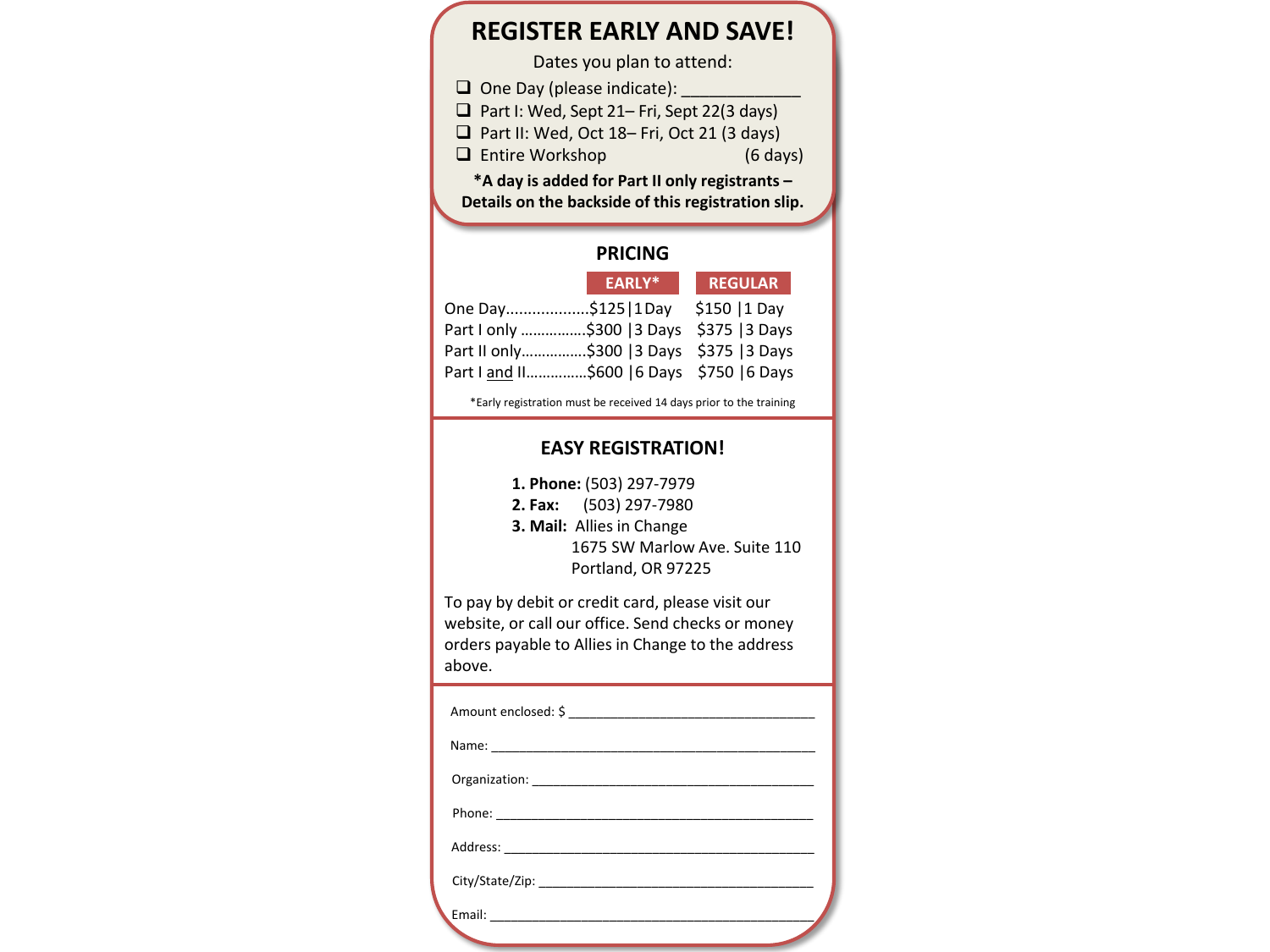# REGISTER EARLY AND SAVE!

Dates you plan to attend:

- ❑ One Day (please indicate): _____________
- ❑ Part I: Wed, Sept 21– Fri, Sept 22(3 days)
- ❑ Part II: Wed, Oct 18– Fri, Oct 21 (3 days)
- ❑ Entire Workshop (6 days)

**\*A day is added for Part II only registrants – Details on the backside of this registration slip.**

## PRICING

| | EARLY* | REGULAR |
|---|---|---|
| One Day.................. | $125 \| 1 Day | $150 \| 1 Day |
| Part I only ............... | $300 \| 3 Days | $375 \| 3 Days |
| Part II only............... | $300 \| 3 Days | $375 \| 3 Days |
| Part I and II.............. | $600 \| 6 Days | $750 \| 6 Days |

*Early registration must be received 14 days prior to the training

## EASY REGISTRATION!

1. **Phone:** (503) 297-7979
2. **Fax:** (503) 297-7980
3. **Mail:** Allies in Change
   1675 SW Marlow Ave. Suite 110
   Portland, OR 97225

To pay by debit or credit card, please visit our website, or call our office. Send checks or money orders payable to Allies in Change to the address above.

Amount enclosed: $ _________________________________

Name: _____________________________________________

Organization: _______________________________________

Phone: ____________________________________________

Address: ___________________________________________

City/State/Zip: ______________________________________

Email: _____________________________________________